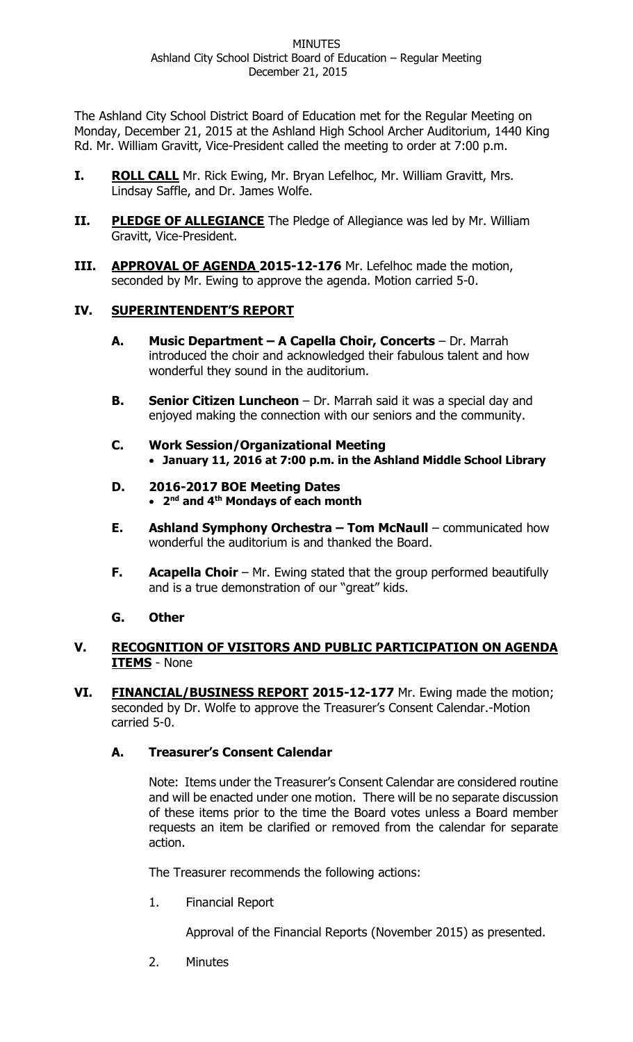MINUTES
Ashland City School District Board of Education – Regular Meeting
December 21, 2015

The Ashland City School District Board of Education met for the Regular Meeting on Monday, December 21, 2015 at the Ashland High School Archer Auditorium, 1440 King Rd. Mr. William Gravitt, Vice-President called the meeting to order at 7:00 p.m.

**I. ROLL CALL** Mr. Rick Ewing, Mr. Bryan Lefelhoc, Mr. William Gravitt, Mrs. Lindsay Saffle, and Dr. James Wolfe.

**II. PLEDGE OF ALLEGIANCE** The Pledge of Allegiance was led by Mr. William Gravitt, Vice-President.

**III. APPROVAL OF AGENDA 2015-12-176** Mr. Lefelhoc made the motion, seconded by Mr. Ewing to approve the agenda. Motion carried 5-0.

**IV. SUPERINTENDENT'S REPORT**

**A. Music Department – A Capella Choir, Concerts** – Dr. Marrah introduced the choir and acknowledged their fabulous talent and how wonderful they sound in the auditorium.

**B. Senior Citizen Luncheon** – Dr. Marrah said it was a special day and enjoyed making the connection with our seniors and the community.

**C. Work Session/Organizational Meeting**
- **January 11, 2016 at 7:00 p.m. in the Ashland Middle School Library**

**D. 2016-2017 BOE Meeting Dates**
- **2nd and 4th Mondays of each month**

**E. Ashland Symphony Orchestra – Tom McNaull** – communicated how wonderful the auditorium is and thanked the Board.

**F. Acapella Choir** – Mr. Ewing stated that the group performed beautifully and is a true demonstration of our "great" kids.

**G. Other**

**V. RECOGNITION OF VISITORS AND PUBLIC PARTICIPATION ON AGENDA ITEMS** - None

**VI. FINANCIAL/BUSINESS REPORT 2015-12-177** Mr. Ewing made the motion; seconded by Dr. Wolfe to approve the Treasurer's Consent Calendar.-Motion carried 5-0.

**A. Treasurer's Consent Calendar**

Note: Items under the Treasurer's Consent Calendar are considered routine and will be enacted under one motion. There will be no separate discussion of these items prior to the time the Board votes unless a Board member requests an item be clarified or removed from the calendar for separate action.

The Treasurer recommends the following actions:

1. Financial Report

   Approval of the Financial Reports (November 2015) as presented.

2. Minutes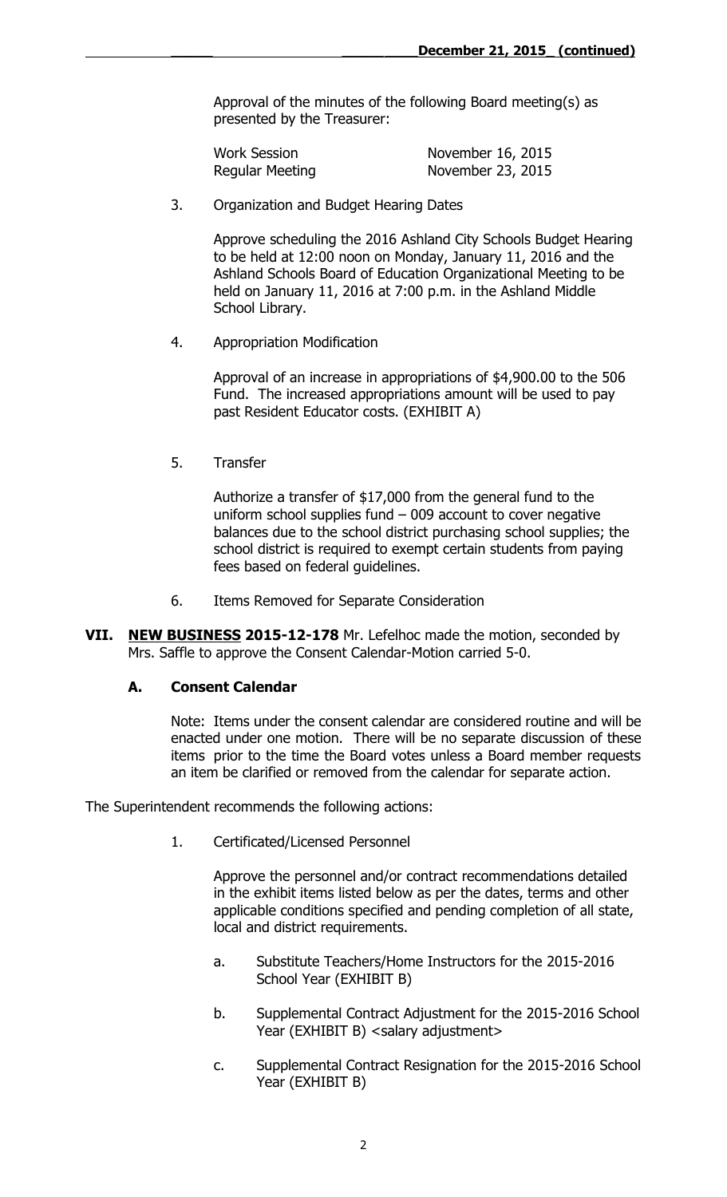Approval of the minutes of the following Board meeting(s) as presented by the Treasurer:

| | |
|---|---|
| Work Session | November 16, 2015 |
| Regular Meeting | November 23, 2015 |

3. Organization and Budget Hearing Dates

   Approve scheduling the 2016 Ashland City Schools Budget Hearing to be held at 12:00 noon on Monday, January 11, 2016 and the Ashland Schools Board of Education Organizational Meeting to be held on January 11, 2016 at 7:00 p.m. in the Ashland Middle School Library.

4. Appropriation Modification

   Approval of an increase in appropriations of $4,900.00 to the 506 Fund. The increased appropriations amount will be used to pay past Resident Educator costs. (EXHIBIT A)

5. Transfer

   Authorize a transfer of $17,000 from the general fund to the uniform school supplies fund – 009 account to cover negative balances due to the school district purchasing school supplies; the school district is required to exempt certain students from paying fees based on federal guidelines.

6. Items Removed for Separate Consideration

**VII. NEW BUSINESS 2015-12-178** Mr. Lefelhoc made the motion, seconded by Mrs. Saffle to approve the Consent Calendar-Motion carried 5-0.

### A. Consent Calendar

Note: Items under the consent calendar are considered routine and will be enacted under one motion. There will be no separate discussion of these items prior to the time the Board votes unless a Board member requests an item be clarified or removed from the calendar for separate action.

The Superintendent recommends the following actions:

1. Certificated/Licensed Personnel

   Approve the personnel and/or contract recommendations detailed in the exhibit items listed below as per the dates, terms and other applicable conditions specified and pending completion of all state, local and district requirements.

   a. Substitute Teachers/Home Instructors for the 2015-2016 School Year (EXHIBIT B)

   b. Supplemental Contract Adjustment for the 2015-2016 School Year (EXHIBIT B) <salary adjustment>

   c. Supplemental Contract Resignation for the 2015-2016 School Year (EXHIBIT B)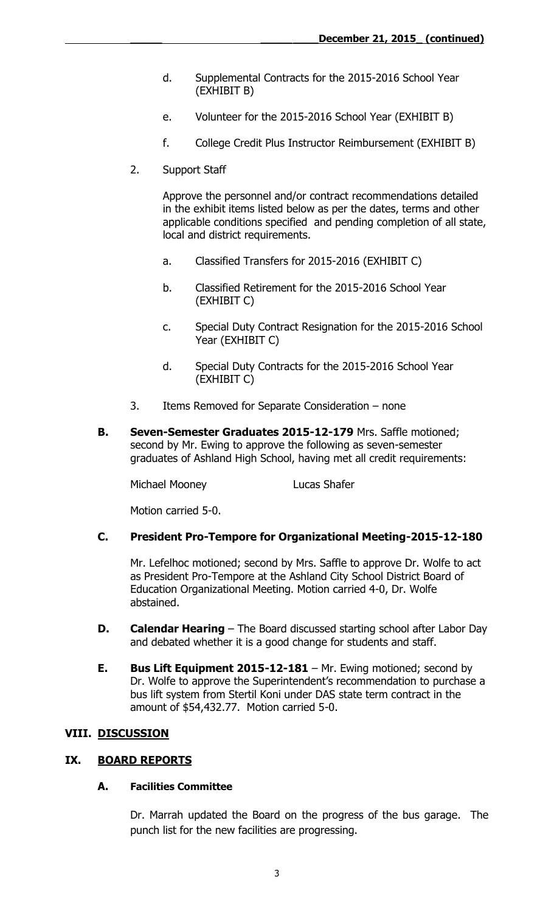d. Supplemental Contracts for the 2015-2016 School Year (EXHIBIT B)

e. Volunteer for the 2015-2016 School Year (EXHIBIT B)

f. College Credit Plus Instructor Reimbursement (EXHIBIT B)

2. Support Staff

   Approve the personnel and/or contract recommendations detailed in the exhibit items listed below as per the dates, terms and other applicable conditions specified and pending completion of all state, local and district requirements.

   a. Classified Transfers for 2015-2016 (EXHIBIT C)

   b. Classified Retirement for the 2015-2016 School Year (EXHIBIT C)

   c. Special Duty Contract Resignation for the 2015-2016 School Year (EXHIBIT C)

   d. Special Duty Contracts for the 2015-2016 School Year (EXHIBIT C)

3. Items Removed for Separate Consideration – none

**B. Seven-Semester Graduates 2015-12-179** Mrs. Saffle motioned; second by Mr. Ewing to approve the following as seven-semester graduates of Ashland High School, having met all credit requirements:

Michael Mooney　　　　Lucas Shafer

Motion carried 5-0.

**C. President Pro-Tempore for Organizational Meeting-2015-12-180**

Mr. Lefelhoc motioned; second by Mrs. Saffle to approve Dr. Wolfe to act as President Pro-Tempore at the Ashland City School District Board of Education Organizational Meeting. Motion carried 4-0, Dr. Wolfe abstained.

**D. Calendar Hearing** – The Board discussed starting school after Labor Day and debated whether it is a good change for students and staff.

**E. Bus Lift Equipment 2015-12-181** – Mr. Ewing motioned; second by Dr. Wolfe to approve the Superintendent's recommendation to purchase a bus lift system from Stertil Koni under DAS state term contract in the amount of $54,432.77. Motion carried 5-0.

## VIII. DISCUSSION

## IX. BOARD REPORTS

### A. Facilities Committee

Dr. Marrah updated the Board on the progress of the bus garage. The punch list for the new facilities are progressing.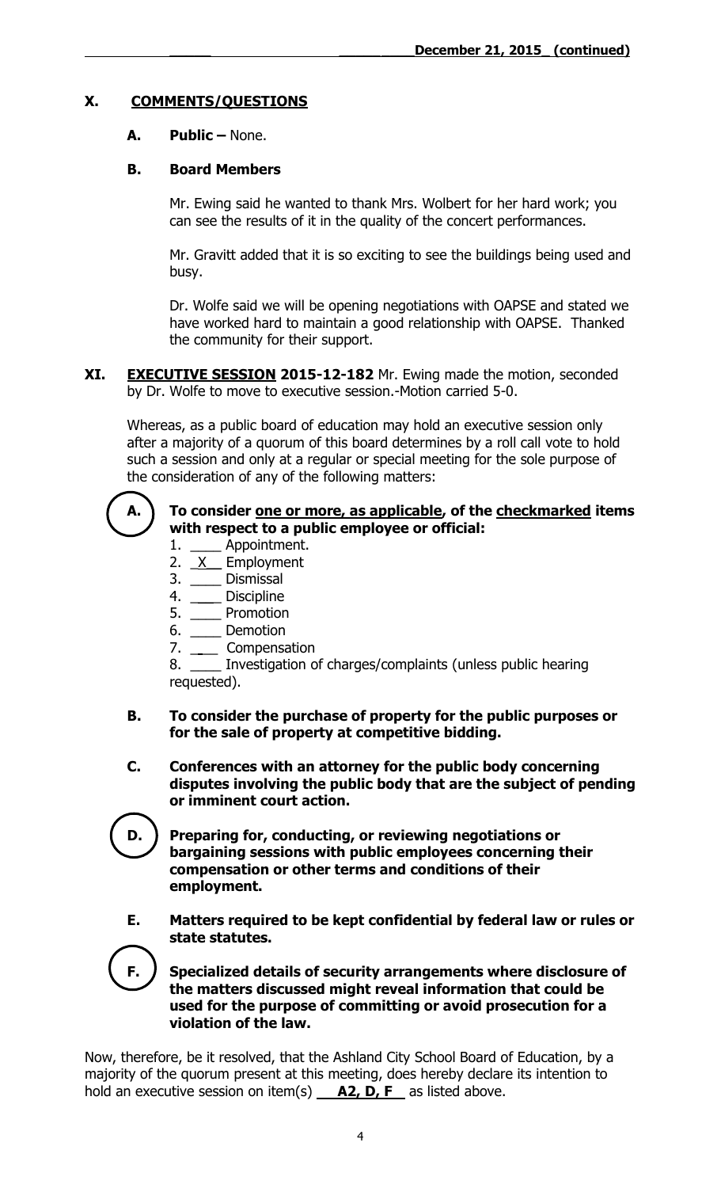## X. COMMENTS/QUESTIONS

**A. Public –** None.

**B. Board Members**

Mr. Ewing said he wanted to thank Mrs. Wolbert for her hard work; you can see the results of it in the quality of the concert performances.

Mr. Gravitt added that it is so exciting to see the buildings being used and busy.

Dr. Wolfe said we will be opening negotiations with OAPSE and stated we have worked hard to maintain a good relationship with OAPSE. Thanked the community for their support.

## XI. EXECUTIVE SESSION 2015-12-182

Mr. Ewing made the motion, seconded by Dr. Wolfe to move to executive session.-Motion carried 5-0.

Whereas, as a public board of education may hold an executive session only after a majority of a quorum of this board determines by a roll call vote to hold such a session and only at a regular or special meeting for the sole purpose of the consideration of any of the following matters:

**A. To consider one or more, as applicable, of the checkmarked items with respect to a public employee or official:**

1. ____ Appointment.
2. _X__ Employment
3. ____ Dismissal
4. ____ Discipline
5. ____ Promotion
6. ____ Demotion
7. ____ Compensation
8. ____ Investigation of charges/complaints (unless public hearing requested).

**B. To consider the purchase of property for the public purposes or for the sale of property at competitive bidding.**

**C. Conferences with an attorney for the public body concerning disputes involving the public body that are the subject of pending or imminent court action.**

**D. Preparing for, conducting, or reviewing negotiations or bargaining sessions with public employees concerning their compensation or other terms and conditions of their employment.**

**E. Matters required to be kept confidential by federal law or rules or state statutes.**

**F. Specialized details of security arrangements where disclosure of the matters discussed might reveal information that could be used for the purpose of committing or avoid prosecution for a violation of the law.**

Now, therefore, be it resolved, that the Ashland City School Board of Education, by a majority of the quorum present at this meeting, does hereby declare its intention to hold an executive session on item(s) **A2, D, F** as listed above.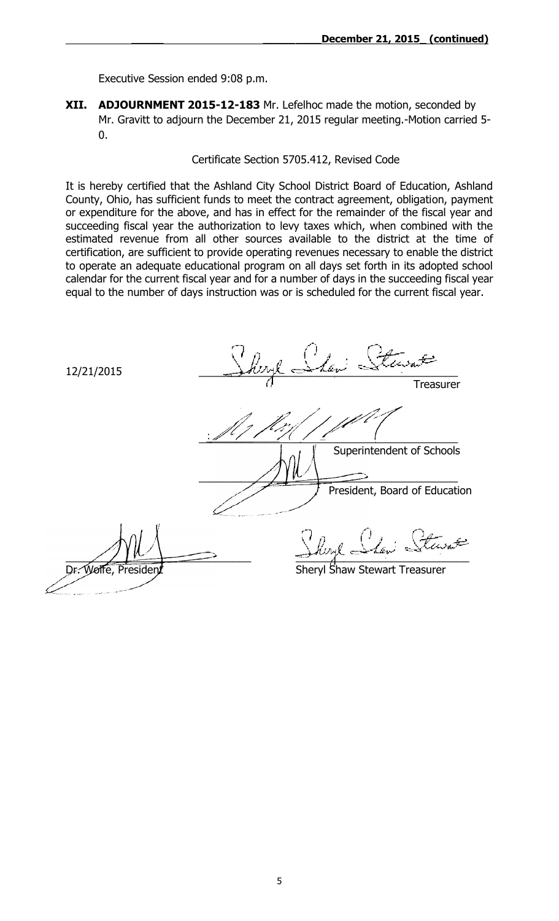Executive Session ended 9:08 p.m.

**XII. ADJOURNMENT 2015-12-183** Mr. Lefelhoc made the motion, seconded by Mr. Gravitt to adjourn the December 21, 2015 regular meeting.-Motion carried 5-0.

Certificate Section 5705.412, Revised Code

It is hereby certified that the Ashland City School District Board of Education, Ashland County, Ohio, has sufficient funds to meet the contract agreement, obligation, payment or expenditure for the above, and has in effect for the remainder of the fiscal year and succeeding fiscal year the authorization to levy taxes which, when combined with the estimated revenue from all other sources available to the district at the time of certification, are sufficient to provide operating revenues necessary to enable the district to operate an adequate educational program on all days set forth in its adopted school calendar for the current fiscal year and for a number of days in the succeeding fiscal year equal to the number of days instruction was or is scheduled for the current fiscal year.

12/21/2015 ______________________________ Treasurer

______________________________ Superintendent of Schools

______________________________ President, Board of Education

______________________________ Dr. Wolfe, President

______________________________ Sheryl Shaw Stewart Treasurer